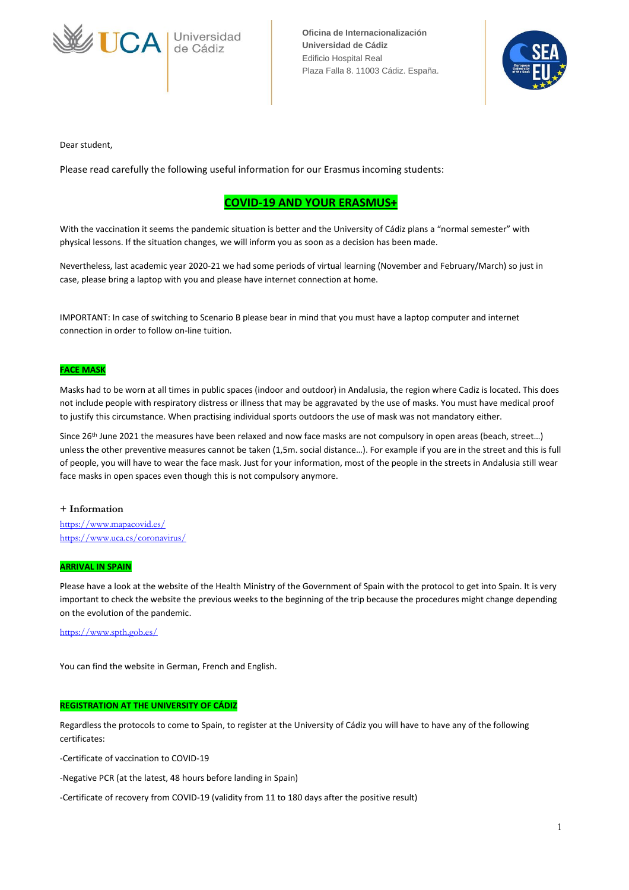Oficina de Internacionalización
Universidad de Cádiz
Edificio Hospital Real
Plaza Falla 8. 11003 Cádiz. España.

Dear student,

Please read carefully the following useful information for our Erasmus incoming students:

## COVID-19 AND YOUR ERASMUS+

With the vaccination it seems the pandemic situation is better and the University of Cádiz plans a "normal semester" with physical lessons. If the situation changes, we will inform you as soon as a decision has been made.

Nevertheless, last academic year 2020-21 we had some periods of virtual learning (November and February/March) so just in case, please bring a laptop with you and please have internet connection at home.

IMPORTANT: In case of switching to Scenario B please bear in mind that you must have a laptop computer and internet connection in order to follow on-line tuition.

### FACE MASK

Masks had to be worn at all times in public spaces (indoor and outdoor) in Andalusia, the region where Cadiz is located. This does not include people with respiratory distress or illness that may be aggravated by the use of masks. You must have medical proof to justify this circumstance. When practising individual sports outdoors the use of mask was not mandatory either.

Since 26th June 2021 the measures have been relaxed and now face masks are not compulsory in open areas (beach, street…) unless the other preventive measures cannot be taken (1,5m. social distance…). For example if you are in the street and this is full of people, you will have to wear the face mask. Just for your information, most of the people in the streets in Andalusia still wear face masks in open spaces even though this is not compulsory anymore.

**+ Information**

https://www.mapacovid.es/
https://www.uca.es/coronavirus/

### ARRIVAL IN SPAIN

Please have a look at the website of the Health Ministry of the Government of Spain with the protocol to get into Spain. It is very important to check the website the previous weeks to the beginning of the trip because the procedures might change depending on the evolution of the pandemic.

https://www.spth.gob.es/

You can find the website in German, French and English.

### REGISTRATION AT THE UNIVERSITY OF CÁDIZ

Regardless the protocols to come to Spain, to register at the University of Cádiz you will have to have any of the following certificates:

-Certificate of vaccination to COVID-19

-Negative PCR (at the latest, 48 hours before landing in Spain)

-Certificate of recovery from COVID-19 (validity from 11 to 180 days after the positive result)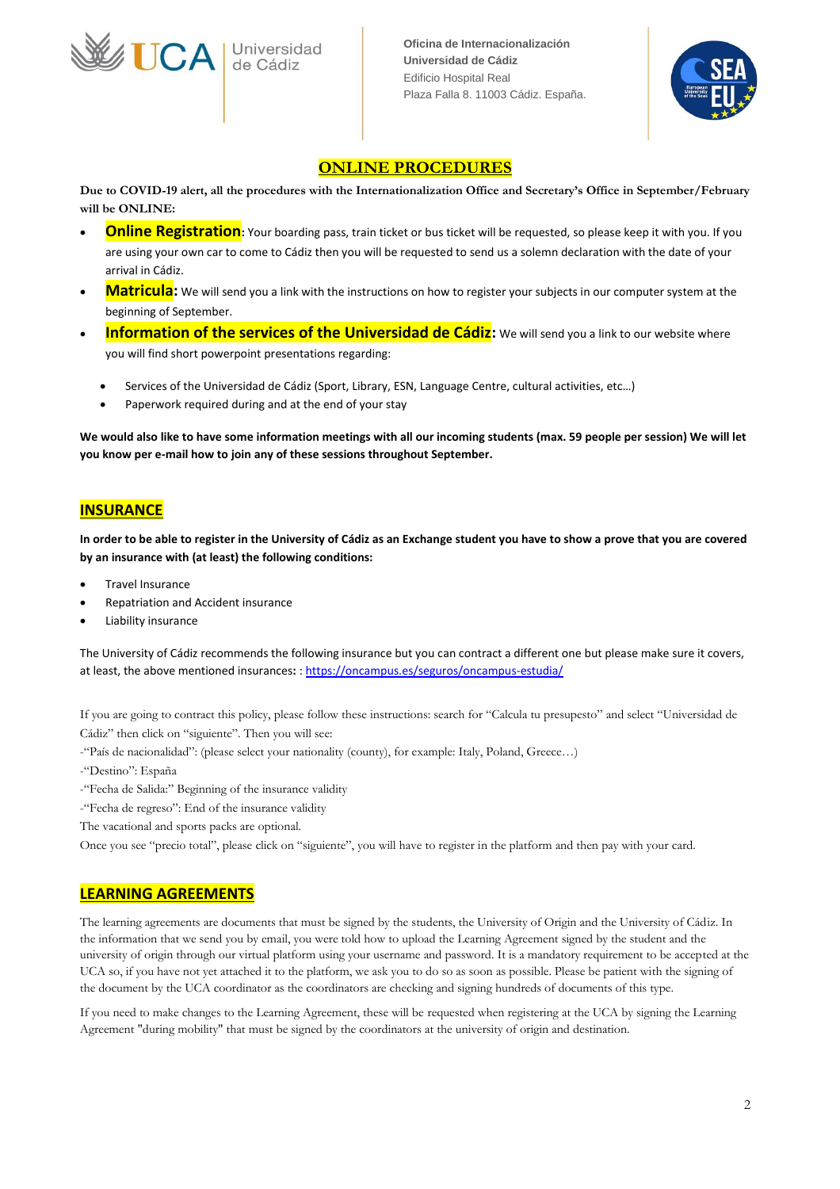## ONLINE PROCEDURES

**Due to COVID-19 alert, all the procedures with the Internationalization Office and Secretary's Office in September/February will be ONLINE:**

- **Online Registration**: Your boarding pass, train ticket or bus ticket will be requested, so please keep it with you. If you are using your own car to come to Cádiz then you will be requested to send us a solemn declaration with the date of your arrival in Cádiz.
- **Matricula:** We will send you a link with the instructions on how to register your subjects in our computer system at the beginning of September.
- **Information of the services of the Universidad de Cádiz:** We will send you a link to our website where you will find short powerpoint presentations regarding:
  - Services of the Universidad de Cádiz (Sport, Library, ESN, Language Centre, cultural activities, etc…)
  - Paperwork required during and at the end of your stay

**We would also like to have some information meetings with all our incoming students (max. 59 people per session) We will let you know per e-mail how to join any of these sessions throughout September.**

## INSURANCE

**In order to be able to register in the University of Cádiz as an Exchange student you have to show a prove that you are covered by an insurance with (at least) the following conditions:**

- Travel Insurance
- Repatriation and Accident insurance
- Liability insurance

The University of Cádiz recommends the following insurance but you can contract a different one but please make sure it covers, at least, the above mentioned insurances**:** : https://oncampus.es/seguros/oncampus-estudia/

If you are going to contract this policy, please follow these instructions: search for "Calcula tu presupesto" and select "Universidad de Cádiz" then click on "siguiente". Then you will see:

-"País de nacionalidad": (please select your nationality (county), for example: Italy, Poland, Greece…)

-"Destino": España

-"Fecha de Salida:" Beginning of the insurance validity

-"Fecha de regreso": End of the insurance validity

The vacational and sports packs are optional.

Once you see "precio total", please click on "siguiente", you will have to register in the platform and then pay with your card.

## LEARNING AGREEMENTS

The learning agreements are documents that must be signed by the students, the University of Origin and the University of Cádiz. In the information that we send you by email, you were told how to upload the Learning Agreement signed by the student and the university of origin through our virtual platform using your username and password. It is a mandatory requirement to be accepted at the UCA so, if you have not yet attached it to the platform, we ask you to do so as soon as possible. Please be patient with the signing of the document by the UCA coordinator as the coordinators are checking and signing hundreds of documents of this type.

If you need to make changes to the Learning Agreement, these will be requested when registering at the UCA by signing the Learning Agreement "during mobility" that must be signed by the coordinators at the university of origin and destination.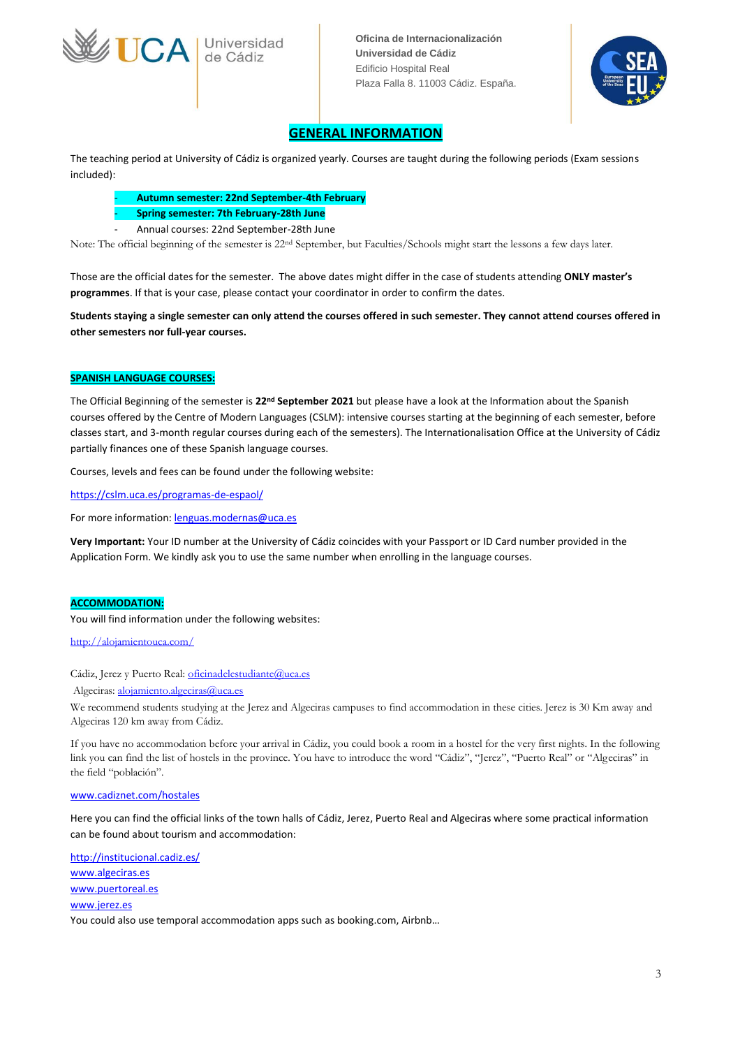Oficina de Internacionalización
Universidad de Cádiz
Edificio Hospital Real
Plaza Falla 8. 11003 Cádiz. España.

# GENERAL INFORMATION

The teaching period at University of Cádiz is organized yearly. Courses are taught during the following periods (Exam sessions included):

- **Autumn semester: 22nd September-4th February**
- **Spring semester: 7th February-28th June**
- Annual courses: 22nd September-28th June

Note: The official beginning of the semester is 22nd September, but Faculties/Schools might start the lessons a few days later.

Those are the official dates for the semester. The above dates might differ in the case of students attending **ONLY master's programmes**. If that is your case, please contact your coordinator in order to confirm the dates.

**Students staying a single semester can only attend the courses offered in such semester. They cannot attend courses offered in other semesters nor full-year courses.**

## SPANISH LANGUAGE COURSES:

The Official Beginning of the semester is **22nd September 2021** but please have a look at the Information about the Spanish courses offered by the Centre of Modern Languages (CSLM): intensive courses starting at the beginning of each semester, before classes start, and 3-month regular courses during each of the semesters). The Internationalisation Office at the University of Cádiz partially finances one of these Spanish language courses.

Courses, levels and fees can be found under the following website:

https://cslm.uca.es/programas-de-espaol/

For more information: lenguas.modernas@uca.es

**Very Important:** Your ID number at the University of Cádiz coincides with your Passport or ID Card number provided in the Application Form. We kindly ask you to use the same number when enrolling in the language courses.

## ACCOMMODATION:

You will find information under the following websites:

http://alojamientouca.com/

Cádiz, Jerez y Puerto Real: oficinadelestudiante@uca.es

Algeciras: alojamiento.algeciras@uca.es

We recommend students studying at the Jerez and Algeciras campuses to find accommodation in these cities. Jerez is 30 Km away and Algeciras 120 km away from Cádiz.

If you have no accommodation before your arrival in Cádiz, you could book a room in a hostel for the very first nights. In the following link you can find the list of hostels in the province. You have to introduce the word "Cádiz", "Jerez", "Puerto Real" or "Algeciras" in the field "población".

www.cadiznet.com/hostales

Here you can find the official links of the town halls of Cádiz, Jerez, Puerto Real and Algeciras where some practical information can be found about tourism and accommodation:

http://institucional.cadiz.es/
www.algeciras.es
www.puertoreal.es
www.jerez.es

You could also use temporal accommodation apps such as booking.com, Airbnb…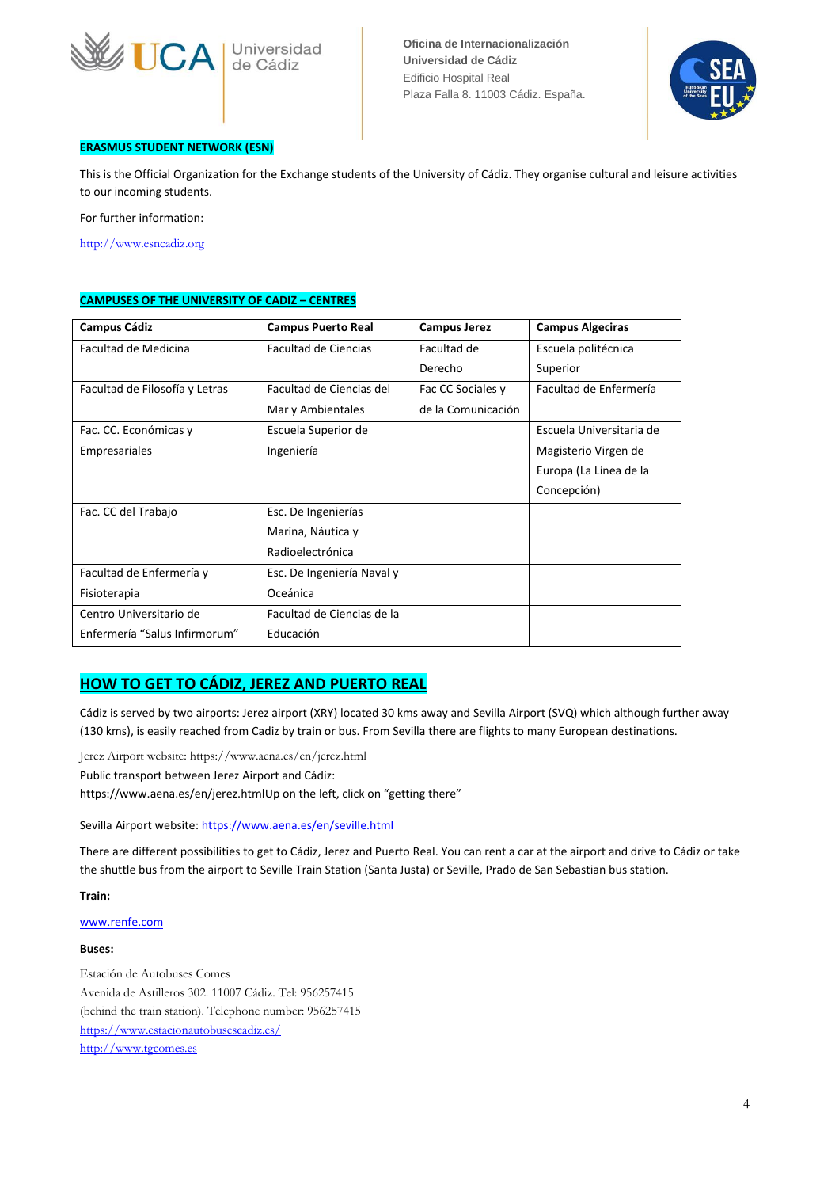**ERASMUS STUDENT NETWORK (ESN)**

This is the Official Organization for the Exchange students of the University of Cádiz. They organise cultural and leisure activities to our incoming students.

For further information:

http://www.esncadiz.org

**CAMPUSES OF THE UNIVERSITY OF CADIZ – CENTRES**

| Campus Cádiz | Campus Puerto Real | Campus Jerez | Campus Algeciras |
|---|---|---|---|
| Facultad de Medicina | Facultad de Ciencias | Facultad de Derecho | Escuela politécnica Superior |
| Facultad de Filosofía y Letras | Facultad de Ciencias del Mar y Ambientales | Fac CC Sociales y de la Comunicación | Facultad de Enfermería |
| Fac. CC. Económicas y Empresariales | Escuela Superior de Ingeniería | | Escuela Universitaria de Magisterio Virgen de Europa (La Línea de la Concepción) |
| Fac. CC del Trabajo | Esc. De Ingenierías Marina, Náutica y Radioelectrónica | | |
| Facultad de Enfermería y Fisioterapia | Esc. De Ingeniería Naval y Oceánica | | |
| Centro Universitario de Enfermería "Salus Infirmorum" | Facultad de Ciencias de la Educación | | |

## HOW TO GET TO CÁDIZ, JEREZ AND PUERTO REAL

Cádiz is served by two airports: Jerez airport (XRY) located 30 kms away and Sevilla Airport (SVQ) which although further away (130 kms), is easily reached from Cadiz by train or bus. From Sevilla there are flights to many European destinations.

Jerez Airport website: https://www.aena.es/en/jerez.html
Public transport between Jerez Airport and Cádiz:
https://www.aena.es/en/jerez.htmlUp on the left, click on "getting there"

Sevilla Airport website: https://www.aena.es/en/seville.html

There are different possibilities to get to Cádiz, Jerez and Puerto Real. You can rent a car at the airport and drive to Cádiz or take the shuttle bus from the airport to Seville Train Station (Santa Justa) or Seville, Prado de San Sebastian bus station.

**Train:**

www.renfe.com

**Buses:**

Estación de Autobuses Comes
Avenida de Astilleros 302. 11007 Cádiz. Tel: 956257415
(behind the train station). Telephone number: 956257415
https://www.estacionautobusescadiz.es/
http://www.tgcomes.es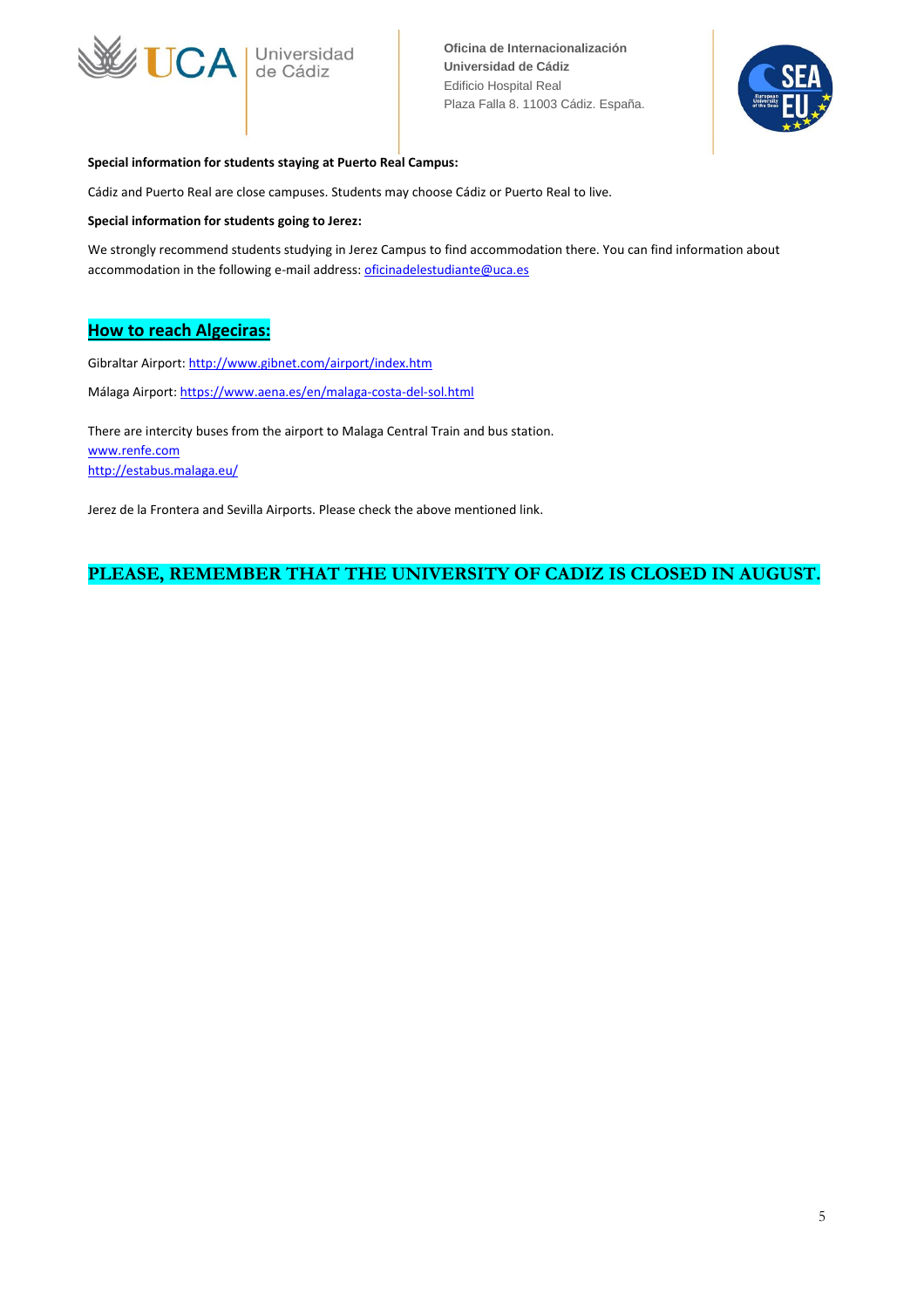**Special information for students staying at Puerto Real Campus:**

Cádiz and Puerto Real are close campuses. Students may choose Cádiz or Puerto Real to live.

**Special information for students going to Jerez:**

We strongly recommend students studying in Jerez Campus to find accommodation there. You can find information about accommodation in the following e-mail address: oficinadelestudiante@uca.es

## How to reach Algeciras:

Gibraltar Airport: http://www.gibnet.com/airport/index.htm

Málaga Airport: https://www.aena.es/en/malaga-costa-del-sol.html

There are intercity buses from the airport to Malaga Central Train and bus station.
www.renfe.com
http://estabus.malaga.eu/

Jerez de la Frontera and Sevilla Airports. Please check the above mentioned link.

**PLEASE, REMEMBER THAT THE UNIVERSITY OF CADIZ IS CLOSED IN AUGUST.**